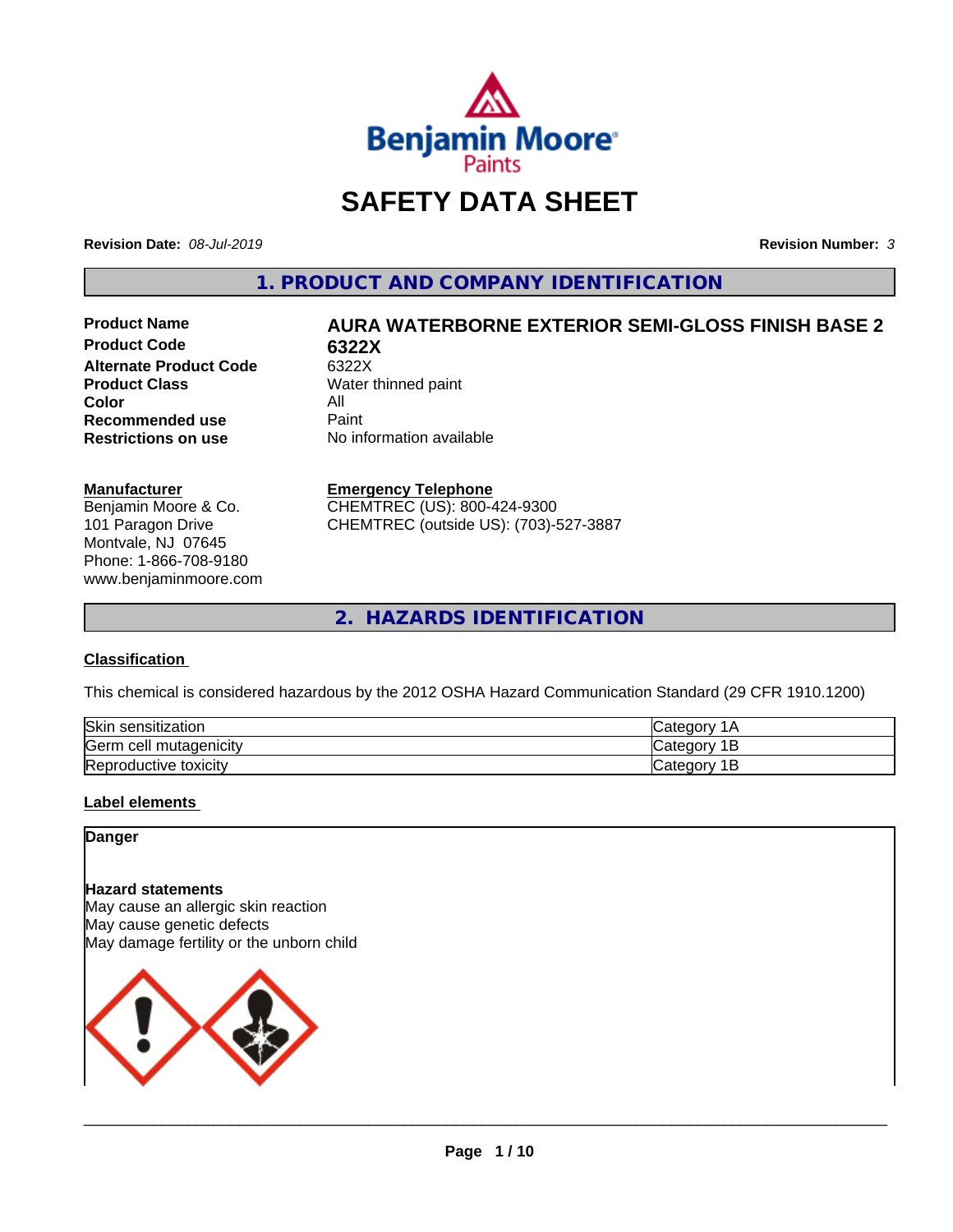Benjamin Moore Paints

# SAFETY DATA SHEET

**Revision Date:** *08-Jul-2019*

**Revision Number:** *3*

## 1. PRODUCT AND COMPANY IDENTIFICATION

| | |
|---|---|
| **Product Name** | **AURA WATERBORNE EXTERIOR SEMI-GLOSS FINISH BASE 2** |
| **Product Code** | **6322X** |
| **Alternate Product Code** | 6322X |
| **Product Class** | Water thinned paint |
| **Color** | All |
| **Recommended use** | Paint |
| **Restrictions on use** | No information available |

**Manufacturer**
Benjamin Moore & Co.
101 Paragon Drive
Montvale, NJ 07645
Phone: 1-866-708-9180
www.benjaminmoore.com

**Emergency Telephone**
CHEMTREC (US): 800-424-9300
CHEMTREC (outside US): (703)-527-3887

## 2. HAZARDS IDENTIFICATION

**Classification**

This chemical is considered hazardous by the 2012 OSHA Hazard Communication Standard (29 CFR 1910.1200)

| | |
|---|---|
| Skin sensitization | Category 1A |
| Germ cell mutagenicity | Category 1B |
| Reproductive toxicity | Category 1B |

**Label elements**

**Danger**

**Hazard statements**
May cause an allergic skin reaction
May cause genetic defects
May damage fertility or the unborn child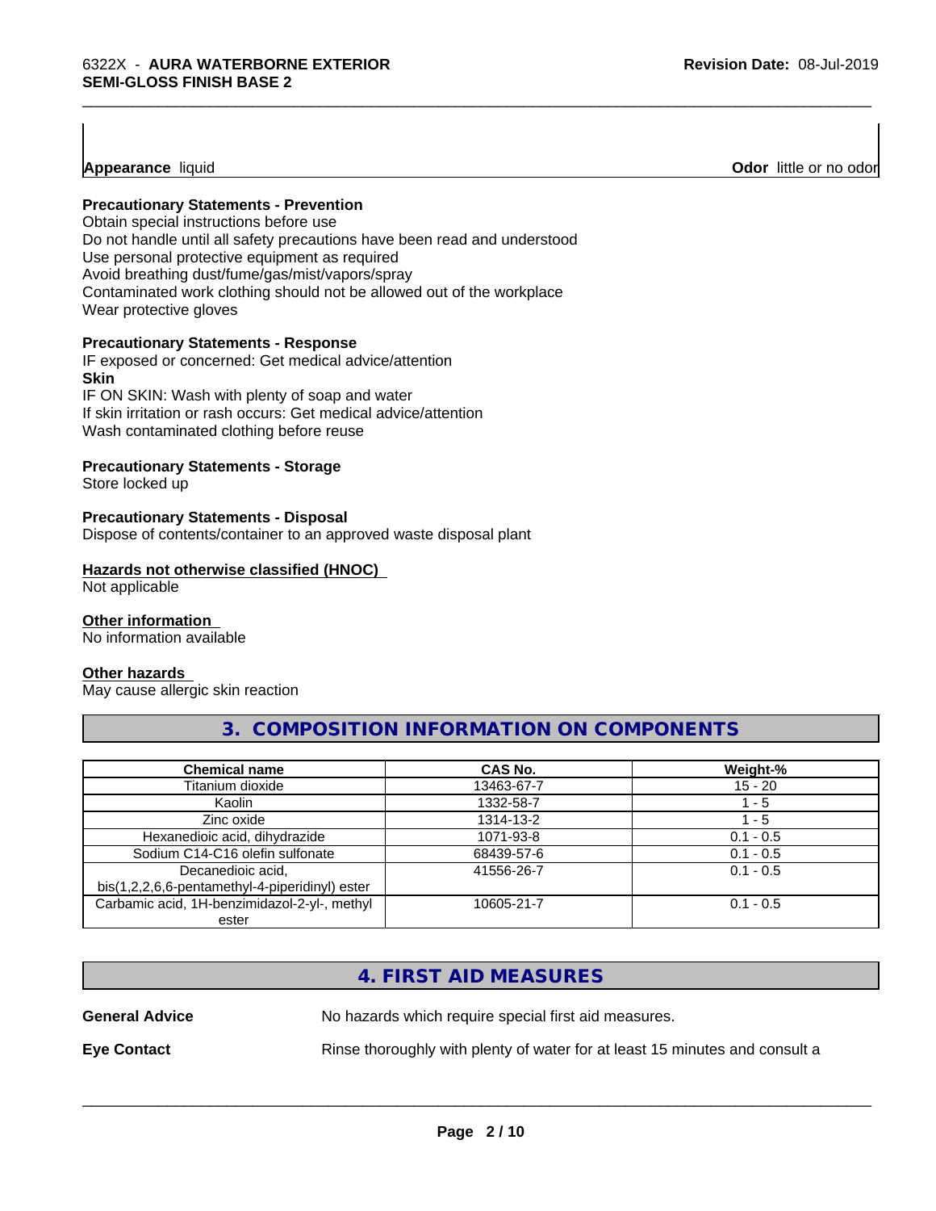**Appearance** liquid **Odor** little or no odor

**Precautionary Statements - Prevention**
Obtain special instructions before use
Do not handle until all safety precautions have been read and understood
Use personal protective equipment as required
Avoid breathing dust/fume/gas/mist/vapors/spray
Contaminated work clothing should not be allowed out of the workplace
Wear protective gloves

**Precautionary Statements - Response**
IF exposed or concerned: Get medical advice/attention
**Skin**
IF ON SKIN: Wash with plenty of soap and water
If skin irritation or rash occurs: Get medical advice/attention
Wash contaminated clothing before reuse

**Precautionary Statements - Storage**
Store locked up

**Precautionary Statements - Disposal**
Dispose of contents/container to an approved waste disposal plant

**Hazards not otherwise classified (HNOC)**
Not applicable

**Other information**
No information available

**Other hazards**
May cause allergic skin reaction

## 3. COMPOSITION INFORMATION ON COMPONENTS

| Chemical name | CAS No. | Weight-% |
|---|---|---|
| Titanium dioxide | 13463-67-7 | 15 - 20 |
| Kaolin | 1332-58-7 | 1 - 5 |
| Zinc oxide | 1314-13-2 | 1 - 5 |
| Hexanedioic acid, dihydrazide | 1071-93-8 | 0.1 - 0.5 |
| Sodium C14-C16 olefin sulfonate | 68439-57-6 | 0.1 - 0.5 |
| Decanedioic acid, bis(1,2,2,6,6-pentamethyl-4-piperidinyl) ester | 41556-26-7 | 0.1 - 0.5 |
| Carbamic acid, 1H-benzimidazol-2-yl-, methyl ester | 10605-21-7 | 0.1 - 0.5 |

## 4. FIRST AID MEASURES

**General Advice** No hazards which require special first aid measures.

**Eye Contact** Rinse thoroughly with plenty of water for at least 15 minutes and consult a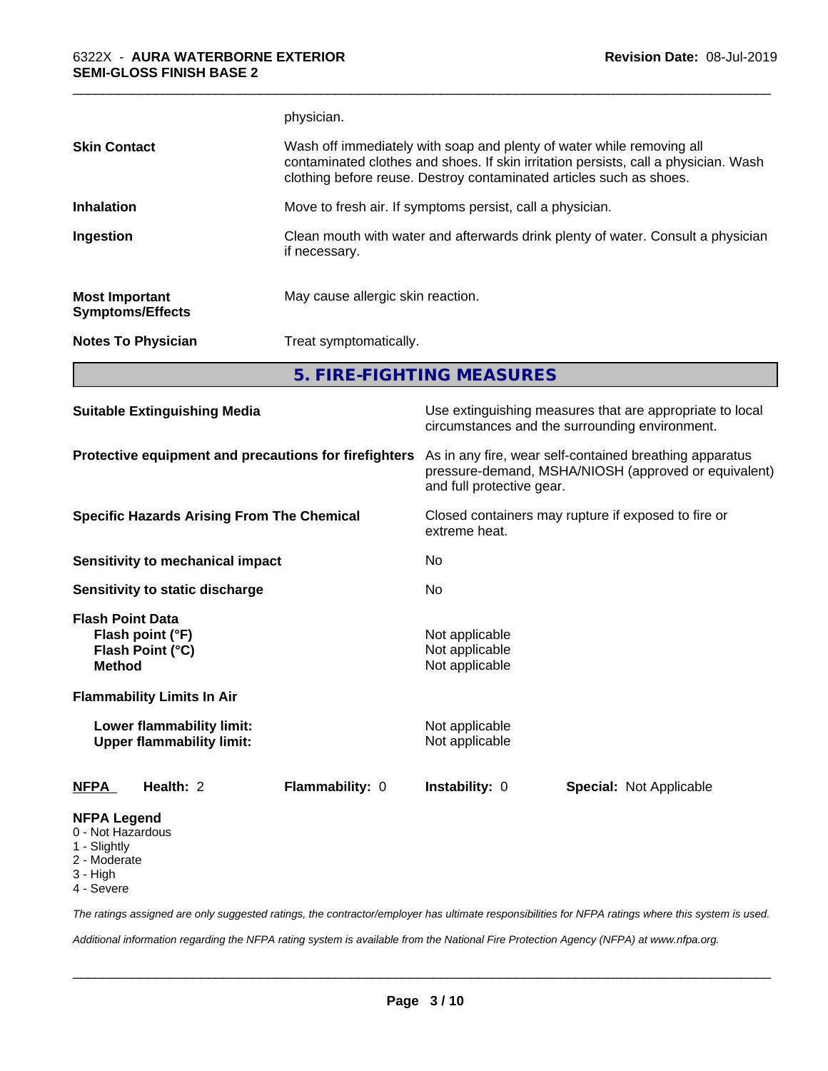physician.

**Skin Contact** Wash off immediately with soap and plenty of water while removing all contaminated clothes and shoes. If skin irritation persists, call a physician. Wash clothing before reuse. Destroy contaminated articles such as shoes.

**Inhalation** Move to fresh air. If symptoms persist, call a physician.

**Ingestion** Clean mouth with water and afterwards drink plenty of water. Consult a physician if necessary.

**Most Important Symptoms/Effects** May cause allergic skin reaction.

**Notes To Physician** Treat symptomatically.

## 5. FIRE-FIGHTING MEASURES

**Suitable Extinguishing Media** Use extinguishing measures that are appropriate to local circumstances and the surrounding environment.

**Protective equipment and precautions for firefighters** As in any fire, wear self-contained breathing apparatus pressure-demand, MSHA/NIOSH (approved or equivalent) and full protective gear.

**Specific Hazards Arising From The Chemical** Closed containers may rupture if exposed to fire or extreme heat.

**Sensitivity to mechanical impact** No

**Sensitivity to static discharge** No

**Flash Point Data**

- **Flash point (°F)** Not applicable
- **Flash Point (°C)** Not applicable
- **Method** Not applicable

**Flammability Limits In Air**

- **Lower flammability limit:** Not applicable
- **Upper flammability limit:** Not applicable

| **NFPA** | **Health:** 2 | **Flammability:** 0 | **Instability:** 0 | **Special:** Not Applicable |
|---|---|---|---|---|

**NFPA Legend**

- 0 - Not Hazardous
- 1 - Slightly
- 2 - Moderate
- 3 - High
- 4 - Severe

*The ratings assigned are only suggested ratings, the contractor/employer has ultimate responsibilities for NFPA ratings where this system is used.*

*Additional information regarding the NFPA rating system is available from the National Fire Protection Agency (NFPA) at www.nfpa.org.*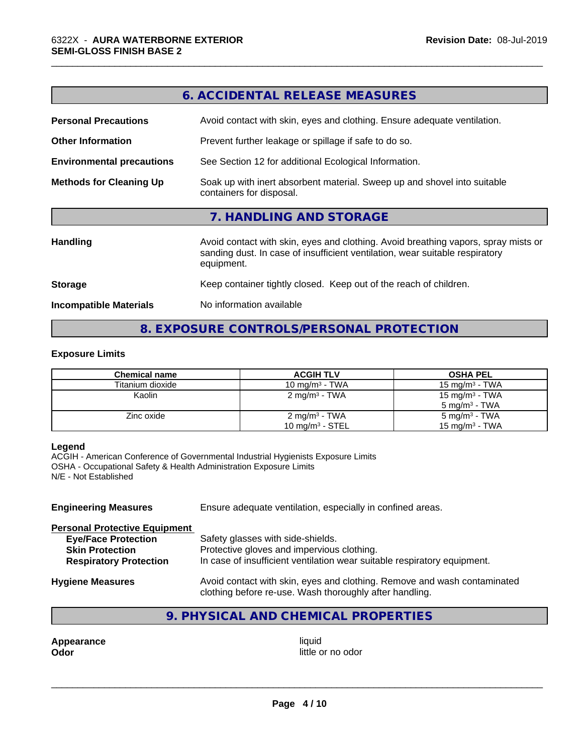## 6. ACCIDENTAL RELEASE MEASURES

**Personal Precautions** Avoid contact with skin, eyes and clothing. Ensure adequate ventilation.

**Other Information** Prevent further leakage or spillage if safe to do so.

**Environmental precautions** See Section 12 for additional Ecological Information.

**Methods for Cleaning Up** Soak up with inert absorbent material. Sweep up and shovel into suitable containers for disposal.

## 7. HANDLING AND STORAGE

**Handling** Avoid contact with skin, eyes and clothing. Avoid breathing vapors, spray mists or sanding dust. In case of insufficient ventilation, wear suitable respiratory equipment.

**Storage** Keep container tightly closed. Keep out of the reach of children.

**Incompatible Materials** No information available

## 8. EXPOSURE CONTROLS/PERSONAL PROTECTION

### Exposure Limits

| Chemical name | ACGIH TLV | OSHA PEL |
|---|---|---|
| Titanium dioxide | 10 mg/m³ - TWA | 15 mg/m³ - TWA |
| Kaolin | 2 mg/m³ - TWA | 15 mg/m³ - TWA<br>5 mg/m³ - TWA |
| Zinc oxide | 2 mg/m³ - TWA<br>10 mg/m³ - STEL | 5 mg/m³ - TWA<br>15 mg/m³ - TWA |

**Legend**
ACGIH - American Conference of Governmental Industrial Hygienists Exposure Limits
OSHA - Occupational Safety & Health Administration Exposure Limits
N/E - Not Established

**Engineering Measures** Ensure adequate ventilation, especially in confined areas.

**Personal Protective Equipment**
- **Eye/Face Protection** Safety glasses with side-shields.
- **Skin Protection** Protective gloves and impervious clothing.
- **Respiratory Protection** In case of insufficient ventilation wear suitable respiratory equipment.

**Hygiene Measures** Avoid contact with skin, eyes and clothing. Remove and wash contaminated clothing before re-use. Wash thoroughly after handling.

## 9. PHYSICAL AND CHEMICAL PROPERTIES

**Appearance** liquid
**Odor** little or no odor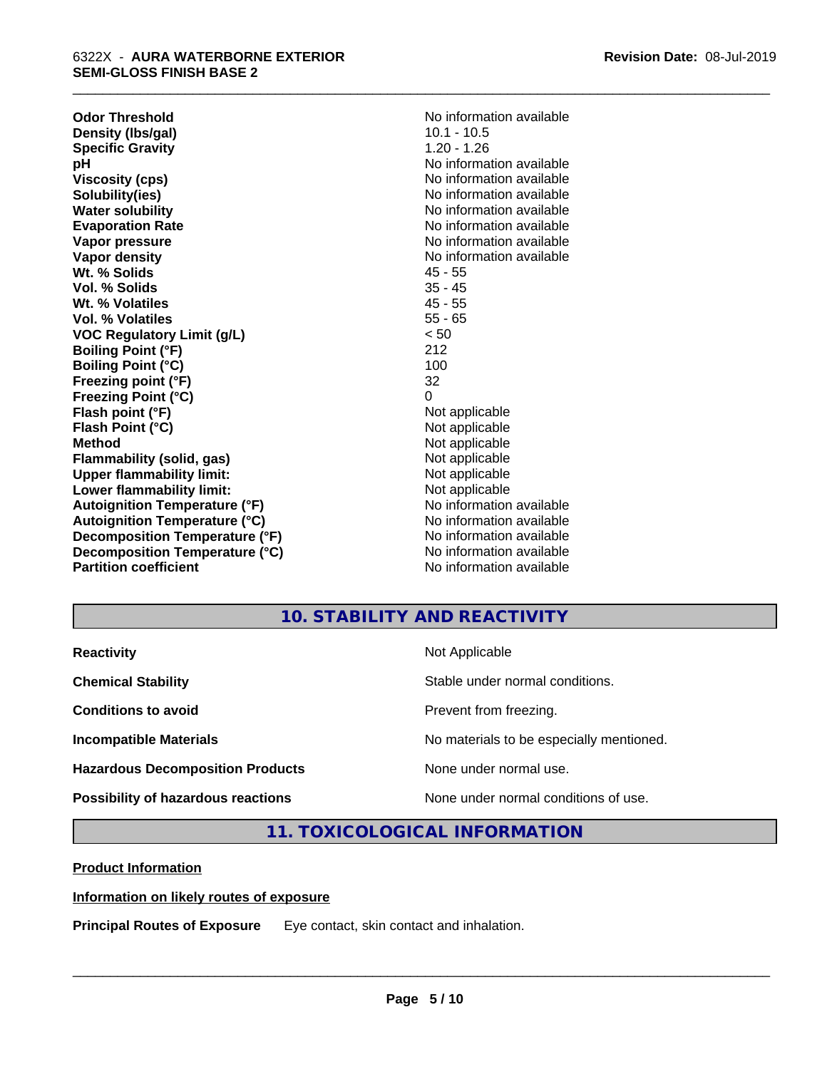| | |
|---|---|
| **Odor Threshold** | No information available |
| **Density (lbs/gal)** | 10.1 - 10.5 |
| **Specific Gravity** | 1.20 - 1.26 |
| **pH** | No information available |
| **Viscosity (cps)** | No information available |
| **Solubility(ies)** | No information available |
| **Water solubility** | No information available |
| **Evaporation Rate** | No information available |
| **Vapor pressure** | No information available |
| **Vapor density** | No information available |
| **Wt. % Solids** | 45 - 55 |
| **Vol. % Solids** | 35 - 45 |
| **Wt. % Volatiles** | 45 - 55 |
| **Vol. % Volatiles** | 55 - 65 |
| **VOC Regulatory Limit (g/L)** | < 50 |
| **Boiling Point (°F)** | 212 |
| **Boiling Point (°C)** | 100 |
| **Freezing point (°F)** | 32 |
| **Freezing Point (°C)** | 0 |
| **Flash point (°F)** | Not applicable |
| **Flash Point (°C)** | Not applicable |
| **Method** | Not applicable |
| **Flammability (solid, gas)** | Not applicable |
| **Upper flammability limit:** | Not applicable |
| **Lower flammability limit:** | Not applicable |
| **Autoignition Temperature (°F)** | No information available |
| **Autoignition Temperature (°C)** | No information available |
| **Decomposition Temperature (°F)** | No information available |
| **Decomposition Temperature (°C)** | No information available |
| **Partition coefficient** | No information available |

## 10. STABILITY AND REACTIVITY

| | |
|---|---|
| **Reactivity** | Not Applicable |
| **Chemical Stability** | Stable under normal conditions. |
| **Conditions to avoid** | Prevent from freezing. |
| **Incompatible Materials** | No materials to be especially mentioned. |
| **Hazardous Decomposition Products** | None under normal use. |
| **Possibility of hazardous reactions** | None under normal conditions of use. |

## 11. TOXICOLOGICAL INFORMATION

**Product Information**

**Information on likely routes of exposure**

**Principal Routes of Exposure** Eye contact, skin contact and inhalation.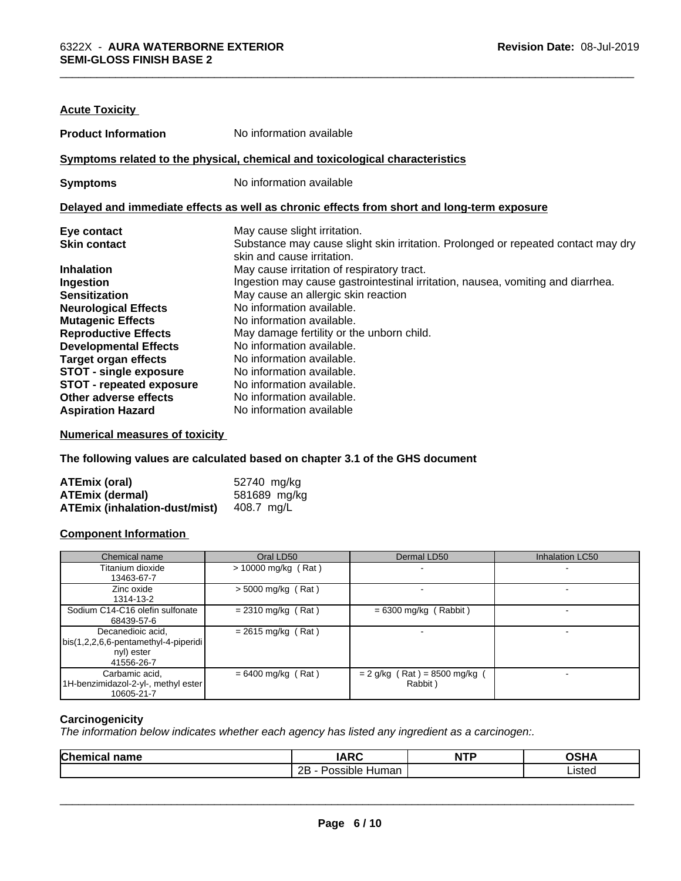### Acute Toxicity

**Product Information** No information available

#### Symptoms related to the physical, chemical and toxicological characteristics

**Symptoms** No information available

#### Delayed and immediate effects as well as chronic effects from short and long-term exposure

**Eye contact** May cause slight irritation.
**Skin contact** Substance may cause slight skin irritation. Prolonged or repeated contact may dry skin and cause irritation.
**Inhalation** May cause irritation of respiratory tract.
**Ingestion** Ingestion may cause gastrointestinal irritation, nausea, vomiting and diarrhea.
**Sensitization** May cause an allergic skin reaction
**Neurological Effects** No information available.
**Mutagenic Effects** No information available.
**Reproductive Effects** May damage fertility or the unborn child.
**Developmental Effects** No information available.
**Target organ effects** No information available.
**STOT - single exposure** No information available.
**STOT - repeated exposure** No information available.
**Other adverse effects** No information available.
**Aspiration Hazard** No information available

### Numerical measures of toxicity

**The following values are calculated based on chapter 3.1 of the GHS document**

**ATEmix (oral)** 52740 mg/kg
**ATEmix (dermal)** 581689 mg/kg
**ATEmix (inhalation-dust/mist)** 408.7 mg/L

### Component Information

| Chemical name | Oral LD50 | Dermal LD50 | Inhalation LC50 |
|---|---|---|---|
| Titanium dioxide<br>13463-67-7 | > 10000 mg/kg ( Rat ) | - | - |
| Zinc oxide<br>1314-13-2 | > 5000 mg/kg ( Rat ) | - | - |
| Sodium C14-C16 olefin sulfonate<br>68439-57-6 | = 2310 mg/kg ( Rat ) | = 6300 mg/kg ( Rabbit ) | - |
| Decanedioic acid, bis(1,2,2,6,6-pentamethyl-4-piperidinyl) ester<br>41556-26-7 | = 2615 mg/kg ( Rat ) | - | - |
| Carbamic acid, 1H-benzimidazol-2-yl-, methyl ester<br>10605-21-7 | = 6400 mg/kg ( Rat ) | = 2 g/kg ( Rat ) = 8500 mg/kg ( Rabbit ) | - |

### Carcinogenicity

*The information below indicates whether each agency has listed any ingredient as a carcinogen:.*

| Chemical name | IARC | NTP | OSHA |
|---|---|---|---|
| | 2B - Possible Human | | Listed |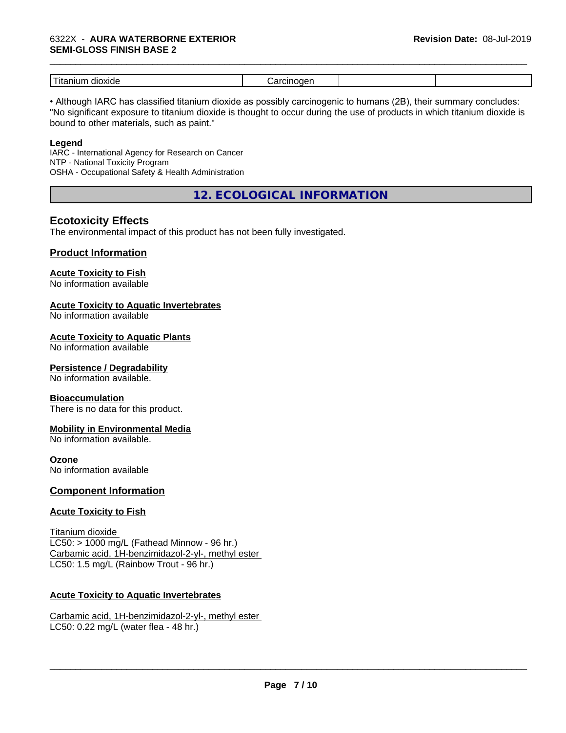| Titanium dioxide | Carcinogen | | |
|---|---|---|---|

• Although IARC has classified titanium dioxide as possibly carcinogenic to humans (2B), their summary concludes: "No significant exposure to titanium dioxide is thought to occur during the use of products in which titanium dioxide is bound to other materials, such as paint."

**Legend**

IARC - International Agency for Research on Cancer
NTP - National Toxicity Program
OSHA - Occupational Safety & Health Administration

## 12. ECOLOGICAL INFORMATION

### Ecotoxicity Effects

The environmental impact of this product has not been fully investigated.

### Product Information

**Acute Toxicity to Fish**
No information available

**Acute Toxicity to Aquatic Invertebrates**
No information available

**Acute Toxicity to Aquatic Plants**
No information available

**Persistence / Degradability**
No information available.

**Bioaccumulation**
There is no data for this product.

**Mobility in Environmental Media**
No information available.

**Ozone**
No information available

### Component Information

**Acute Toxicity to Fish**

Titanium dioxide
LC50: > 1000 mg/L (Fathead Minnow - 96 hr.)
Carbamic acid, 1H-benzimidazol-2-yl-, methyl ester
LC50: 1.5 mg/L (Rainbow Trout - 96 hr.)

**Acute Toxicity to Aquatic Invertebrates**

Carbamic acid, 1H-benzimidazol-2-yl-, methyl ester
LC50: 0.22 mg/L (water flea - 48 hr.)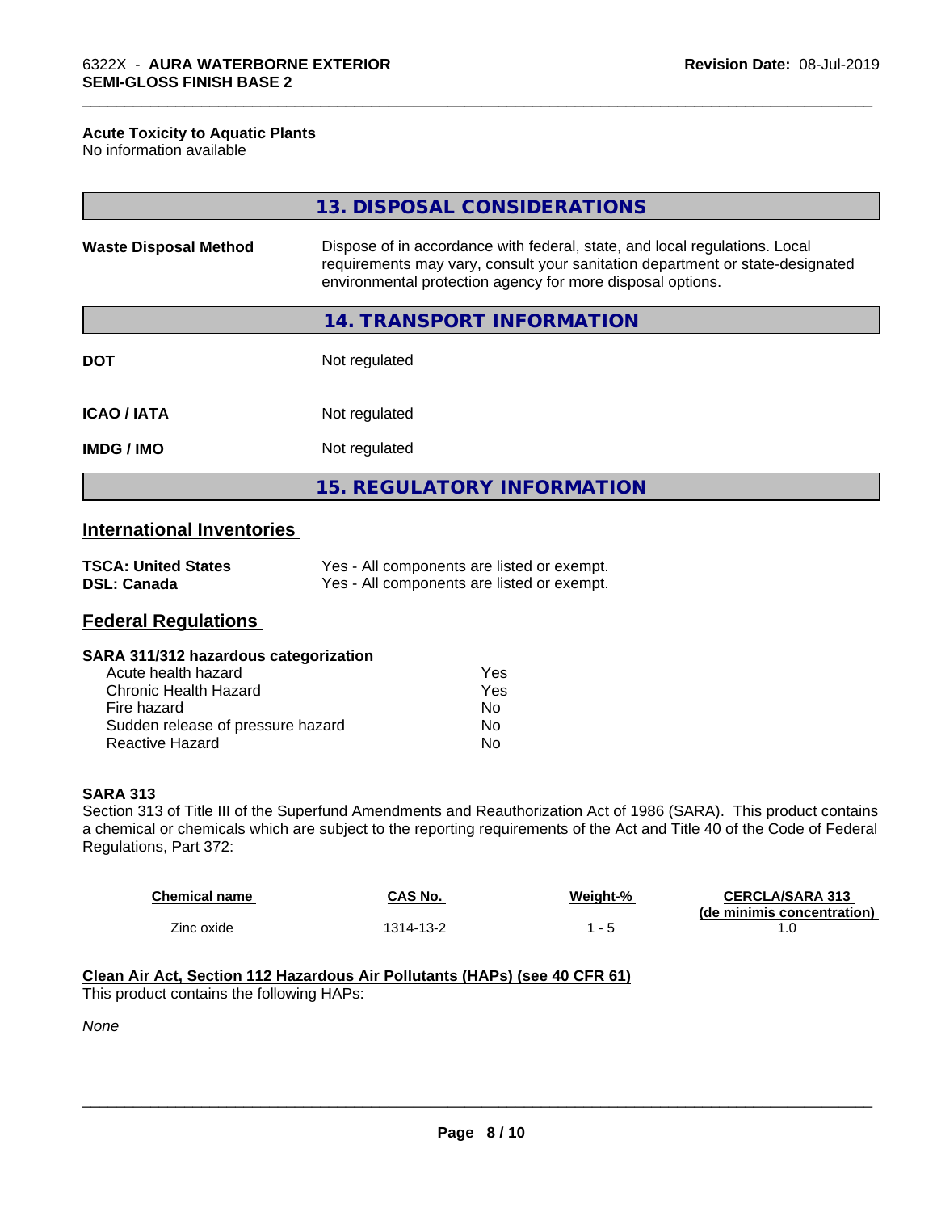**Acute Toxicity to Aquatic Plants**
No information available

## 13. DISPOSAL CONSIDERATIONS

| | |
|---|---|
| **Waste Disposal Method** | Dispose of in accordance with federal, state, and local regulations. Local requirements may vary, consult your sanitation department or state-designated environmental protection agency for more disposal options. |

## 14. TRANSPORT INFORMATION

| | |
|---|---|
| **DOT** | Not regulated |
| **ICAO / IATA** | Not regulated |
| **IMDG / IMO** | Not regulated |

## 15. REGULATORY INFORMATION

### International Inventories

| | |
|---|---|
| **TSCA: United States** | Yes - All components are listed or exempt. |
| **DSL: Canada** | Yes - All components are listed or exempt. |

### Federal Regulations

**SARA 311/312 hazardous categorization**

| | |
|---|---|
| Acute health hazard | Yes |
| Chronic Health Hazard | Yes |
| Fire hazard | No |
| Sudden release of pressure hazard | No |
| Reactive Hazard | No |

**SARA 313**
Section 313 of Title III of the Superfund Amendments and Reauthorization Act of 1986 (SARA). This product contains a chemical or chemicals which are subject to the reporting requirements of the Act and Title 40 of the Code of Federal Regulations, Part 372:

| Chemical name | CAS No. | Weight-% | CERCLA/SARA 313 (de minimis concentration) |
|---|---|---|---|
| Zinc oxide | 1314-13-2 | 1 - 5 | 1.0 |

**Clean Air Act, Section 112 Hazardous Air Pollutants (HAPs) (see 40 CFR 61)**
This product contains the following HAPs:

*None*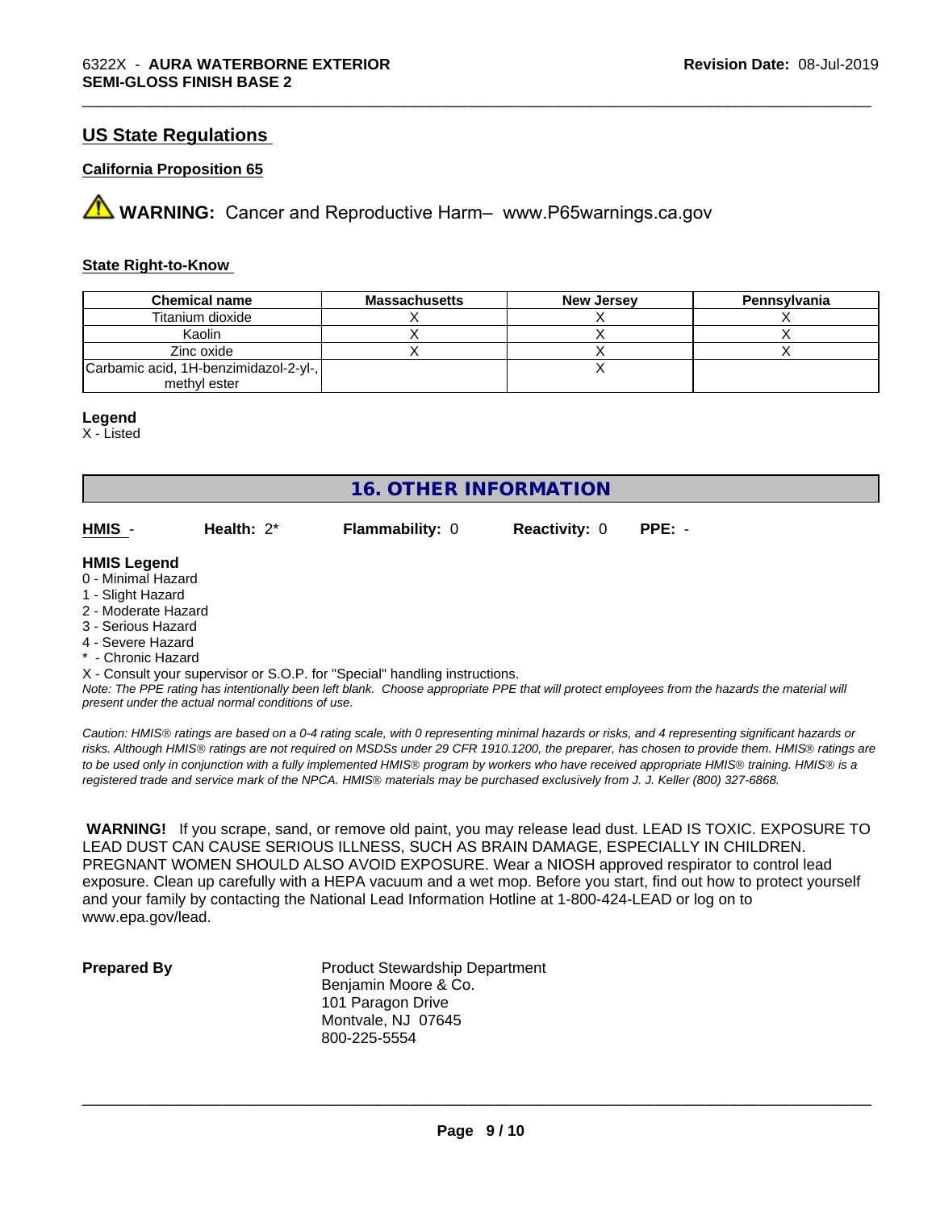## US State Regulations

### California Proposition 65

⚠ **WARNING:** Cancer and Reproductive Harm– www.P65warnings.ca.gov

### State Right-to-Know

| Chemical name | Massachusetts | New Jersey | Pennsylvania |
|---|---|---|---|
| Titanium dioxide | X | X | X |
| Kaolin | X | X | X |
| Zinc oxide | X | X | X |
| Carbamic acid, 1H-benzimidazol-2-yl-, methyl ester | | X | |

**Legend**

X - Listed

## 16. OTHER INFORMATION

**HMIS** - **Health:** 2* **Flammability:** 0 **Reactivity:** 0 **PPE:** -

**HMIS Legend**

0 - Minimal Hazard
1 - Slight Hazard
2 - Moderate Hazard
3 - Serious Hazard
4 - Severe Hazard
* - Chronic Hazard
X - Consult your supervisor or S.O.P. for "Special" handling instructions.

*Note: The PPE rating has intentionally been left blank. Choose appropriate PPE that will protect employees from the hazards the material will present under the actual normal conditions of use.*

*Caution: HMIS® ratings are based on a 0-4 rating scale, with 0 representing minimal hazards or risks, and 4 representing significant hazards or risks. Although HMIS® ratings are not required on MSDSs under 29 CFR 1910.1200, the preparer, has chosen to provide them. HMIS® ratings are to be used only in conjunction with a fully implemented HMIS® program by workers who have received appropriate HMIS® training. HMIS® is a registered trade and service mark of the NPCA. HMIS® materials may be purchased exclusively from J. J. Keller (800) 327-6868.*

**WARNING!** If you scrape, sand, or remove old paint, you may release lead dust. LEAD IS TOXIC. EXPOSURE TO LEAD DUST CAN CAUSE SERIOUS ILLNESS, SUCH AS BRAIN DAMAGE, ESPECIALLY IN CHILDREN. PREGNANT WOMEN SHOULD ALSO AVOID EXPOSURE. Wear a NIOSH approved respirator to control lead exposure. Clean up carefully with a HEPA vacuum and a wet mop. Before you start, find out how to protect yourself and your family by contacting the National Lead Information Hotline at 1-800-424-LEAD or log on to www.epa.gov/lead.

**Prepared By**

Product Stewardship Department
Benjamin Moore & Co.
101 Paragon Drive
Montvale, NJ 07645
800-225-5554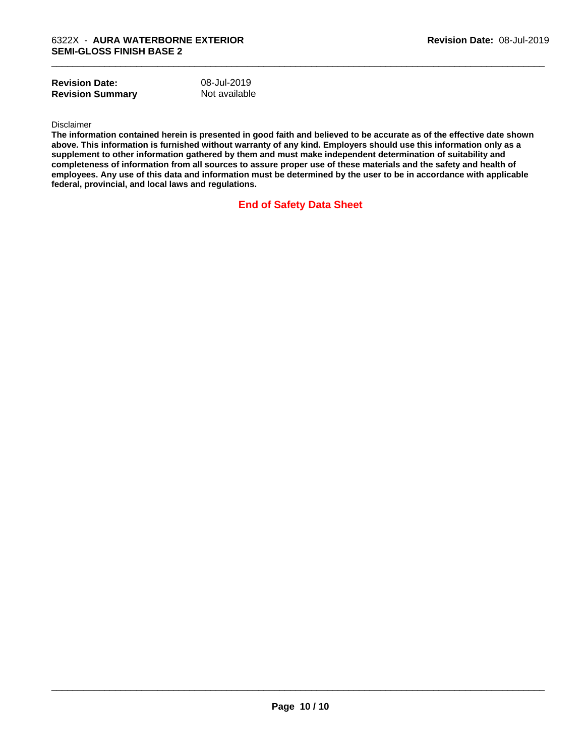| | |
|---|---|
| **Revision Date:** | 08-Jul-2019 |
| **Revision Summary** | Not available |

Disclaimer

**The information contained herein is presented in good faith and believed to be accurate as of the effective date shown above. This information is furnished without warranty of any kind. Employers should use this information only as a supplement to other information gathered by them and must make independent determination of suitability and completeness of information from all sources to assure proper use of these materials and the safety and health of employees. Any use of this data and information must be determined by the user to be in accordance with applicable federal, provincial, and local laws and regulations.**

**End of Safety Data Sheet**